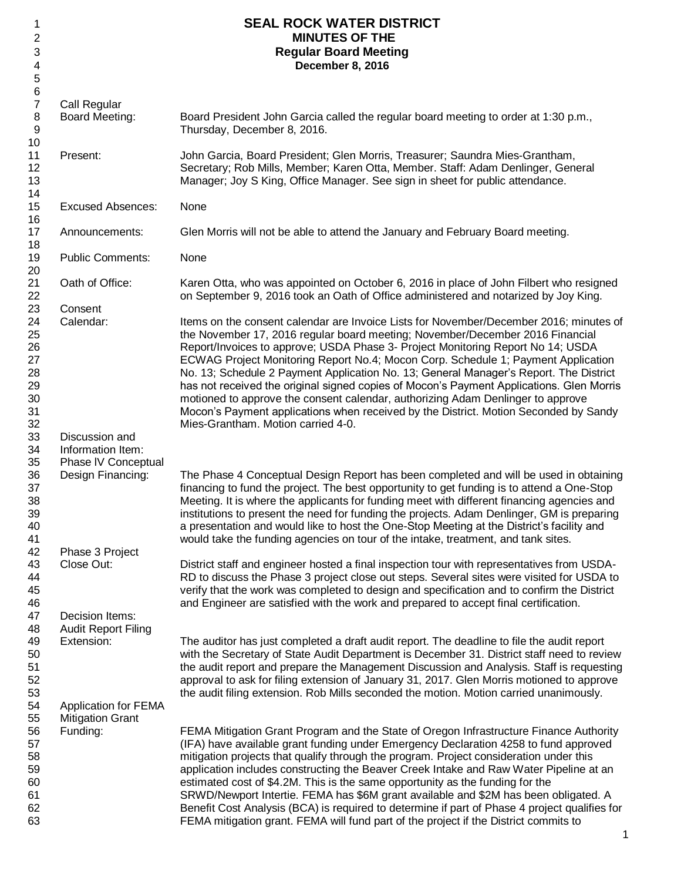# SEAL ROCK WATER DISTRICT
## MINUTES OF THE
## Regular Board Meeting
### December 8, 2016

**Call Regular Board Meeting:** Board President John Garcia called the regular board meeting to order at 1:30 p.m., Thursday, December 8, 2016.

**Present:** John Garcia, Board President; Glen Morris, Treasurer; Saundra Mies-Grantham, Secretary; Rob Mills, Member; Karen Otta, Member. Staff: Adam Denlinger, General Manager; Joy S King, Office Manager. See sign in sheet for public attendance.

**Excused Absences:** None

**Announcements:** Glen Morris will not be able to attend the January and February Board meeting.

**Public Comments:** None

**Oath of Office:** Karen Otta, who was appointed on October 6, 2016 in place of John Filbert who resigned on September 9, 2016 took an Oath of Office administered and notarized by Joy King.

**Consent Calendar:** Items on the consent calendar are Invoice Lists for November/December 2016; minutes of the November 17, 2016 regular board meeting; November/December 2016 Financial Report/Invoices to approve; USDA Phase 3- Project Monitoring Report No 14; USDA ECWAG Project Monitoring Report No.4; Mocon Corp. Schedule 1; Payment Application No. 13; Schedule 2 Payment Application No. 13; General Manager's Report. The District has not received the original signed copies of Mocon's Payment Applications. Glen Morris motioned to approve the consent calendar, authorizing Adam Denlinger to approve Mocon's Payment applications when received by the District. Motion Seconded by Sandy Mies-Grantham. Motion carried 4-0.

**Discussion and Information Item:**

**Phase IV Conceptual Design Financing:** The Phase 4 Conceptual Design Report has been completed and will be used in obtaining financing to fund the project. The best opportunity to get funding is to attend a One-Stop Meeting. It is where the applicants for funding meet with different financing agencies and institutions to present the need for funding the projects. Adam Denlinger, GM is preparing a presentation and would like to host the One-Stop Meeting at the District's facility and would take the funding agencies on tour of the intake, treatment, and tank sites.

**Phase 3 Project Close Out:** District staff and engineer hosted a final inspection tour with representatives from USDA-RD to discuss the Phase 3 project close out steps. Several sites were visited for USDA to verify that the work was completed to design and specification and to confirm the District and Engineer are satisfied with the work and prepared to accept final certification.

**Decision Items:**

**Audit Report Filing Extension:** The auditor has just completed a draft audit report. The deadline to file the audit report with the Secretary of State Audit Department is December 31. District staff need to review the audit report and prepare the Management Discussion and Analysis. Staff is requesting approval to ask for filing extension of January 31, 2017. Glen Morris motioned to approve the audit filing extension. Rob Mills seconded the motion. Motion carried unanimously.

**Application for FEMA Mitigation Grant Funding:** FEMA Mitigation Grant Program and the State of Oregon Infrastructure Finance Authority (IFA) have available grant funding under Emergency Declaration 4258 to fund approved mitigation projects that qualify through the program. Project consideration under this application includes constructing the Beaver Creek Intake and Raw Water Pipeline at an estimated cost of $4.2M. This is the same opportunity as the funding for the SRWD/Newport Intertie. FEMA has $6M grant available and $2M has been obligated. A Benefit Cost Analysis (BCA) is required to determine if part of Phase 4 project qualifies for FEMA mitigation grant. FEMA will fund part of the project if the District commits to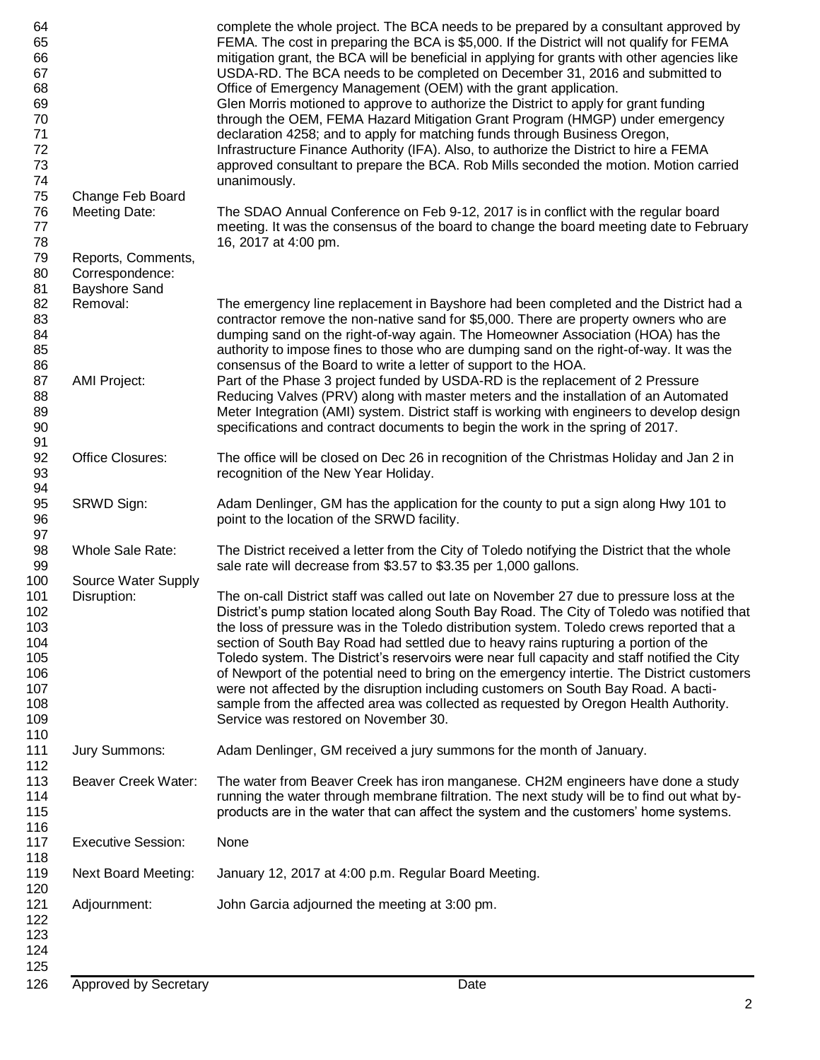complete the whole project. The BCA needs to be prepared by a consultant approved by FEMA. The cost in preparing the BCA is $5,000. If the District will not qualify for FEMA mitigation grant, the BCA will be beneficial in applying for grants with other agencies like USDA-RD. The BCA needs to be completed on December 31, 2016 and submitted to Office of Emergency Management (OEM) with the grant application.

Glen Morris motioned to approve to authorize the District to apply for grant funding through the OEM, FEMA Hazard Mitigation Grant Program (HMGP) under emergency declaration 4258; and to apply for matching funds through Business Oregon, Infrastructure Finance Authority (IFA). Also, to authorize the District to hire a FEMA approved consultant to prepare the BCA. Rob Mills seconded the motion. Motion carried unanimously.

**Change Feb Board Meeting Date:** The SDAO Annual Conference on Feb 9-12, 2017 is in conflict with the regular board meeting. It was the consensus of the board to change the board meeting date to February 16, 2017 at 4:00 pm.

**Reports, Comments, Correspondence:**

**Bayshore Sand Removal:** The emergency line replacement in Bayshore had been completed and the District had a contractor remove the non-native sand for $5,000. There are property owners who are dumping sand on the right-of-way again. The Homeowner Association (HOA) has the authority to impose fines to those who are dumping sand on the right-of-way. It was the consensus of the Board to write a letter of support to the HOA.

**AMI Project:** Part of the Phase 3 project funded by USDA-RD is the replacement of 2 Pressure Reducing Valves (PRV) along with master meters and the installation of an Automated Meter Integration (AMI) system. District staff is working with engineers to develop design specifications and contract documents to begin the work in the spring of 2017.

**Office Closures:** The office will be closed on Dec 26 in recognition of the Christmas Holiday and Jan 2 in recognition of the New Year Holiday.

**SRWD Sign:** Adam Denlinger, GM has the application for the county to put a sign along Hwy 101 to point to the location of the SRWD facility.

**Whole Sale Rate:** The District received a letter from the City of Toledo notifying the District that the whole sale rate will decrease from $3.57 to $3.35 per 1,000 gallons.

**Source Water Supply Disruption:** The on-call District staff was called out late on November 27 due to pressure loss at the District's pump station located along South Bay Road. The City of Toledo was notified that the loss of pressure was in the Toledo distribution system. Toledo crews reported that a section of South Bay Road had settled due to heavy rains rupturing a portion of the Toledo system. The District's reservoirs were near full capacity and staff notified the City of Newport of the potential need to bring on the emergency intertie. The District customers were not affected by the disruption including customers on South Bay Road. A bacti-sample from the affected area was collected as requested by Oregon Health Authority. Service was restored on November 30.

**Jury Summons:** Adam Denlinger, GM received a jury summons for the month of January.

**Beaver Creek Water:** The water from Beaver Creek has iron manganese. CH2M engineers have done a study running the water through membrane filtration. The next study will be to find out what by-products are in the water that can affect the system and the customers' home systems.

**Executive Session:** None

**Next Board Meeting:** January 12, 2017 at 4:00 p.m. Regular Board Meeting.

**Adjournment:** John Garcia adjourned the meeting at 3:00 pm.

Approved by Secretary　　　　　　　　　　Date